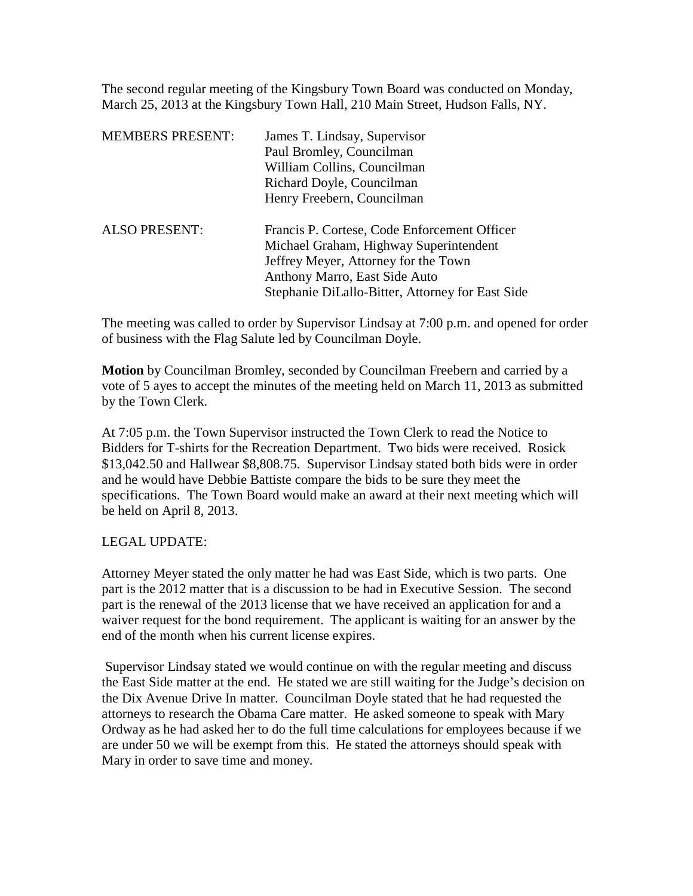The second regular meeting of the Kingsbury Town Board was conducted on Monday, March 25, 2013 at the Kingsbury Town Hall, 210 Main Street, Hudson Falls, NY.

| | |
|---|---|
| MEMBERS PRESENT: | James T. Lindsay, Supervisor<br>Paul Bromley, Councilman<br>William Collins, Councilman<br>Richard Doyle, Councilman<br>Henry Freebern, Councilman |
| ALSO PRESENT: | Francis P. Cortese, Code Enforcement Officer<br>Michael Graham, Highway Superintendent<br>Jeffrey Meyer, Attorney for the Town<br>Anthony Marro, East Side Auto<br>Stephanie DiLallo-Bitter, Attorney for East Side |

The meeting was called to order by Supervisor Lindsay at 7:00 p.m. and opened for order of business with the Flag Salute led by Councilman Doyle.

**Motion** by Councilman Bromley, seconded by Councilman Freebern and carried by a vote of 5 ayes to accept the minutes of the meeting held on March 11, 2013 as submitted by the Town Clerk.

At 7:05 p.m. the Town Supervisor instructed the Town Clerk to read the Notice to Bidders for T-shirts for the Recreation Department. Two bids were received. Rosick $13,042.50 and Hallwear $8,808.75. Supervisor Lindsay stated both bids were in order and he would have Debbie Battiste compare the bids to be sure they meet the specifications. The Town Board would make an award at their next meeting which will be held on April 8, 2013.

LEGAL UPDATE:

Attorney Meyer stated the only matter he had was East Side, which is two parts. One part is the 2012 matter that is a discussion to be had in Executive Session. The second part is the renewal of the 2013 license that we have received an application for and a waiver request for the bond requirement. The applicant is waiting for an answer by the end of the month when his current license expires.

Supervisor Lindsay stated we would continue on with the regular meeting and discuss the East Side matter at the end. He stated we are still waiting for the Judge's decision on the Dix Avenue Drive In matter. Councilman Doyle stated that he had requested the attorneys to research the Obama Care matter. He asked someone to speak with Mary Ordway as he had asked her to do the full time calculations for employees because if we are under 50 we will be exempt from this. He stated the attorneys should speak with Mary in order to save time and money.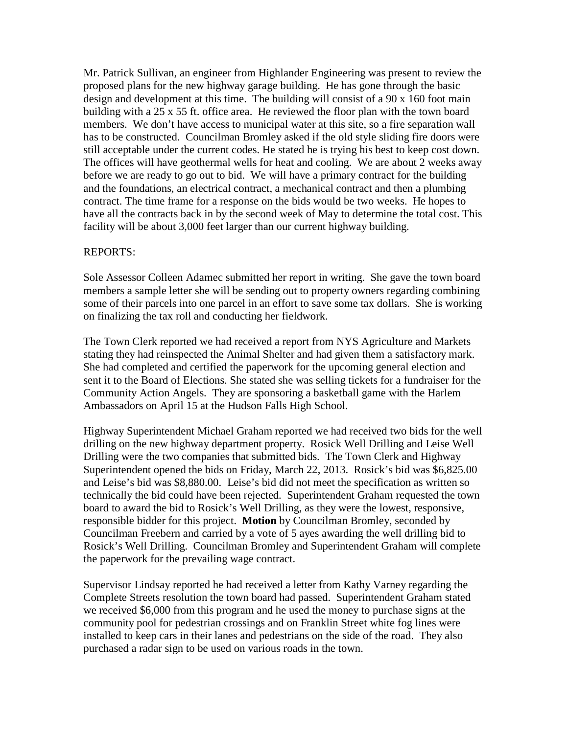Mr. Patrick Sullivan, an engineer from Highlander Engineering was present to review the proposed plans for the new highway garage building. He has gone through the basic design and development at this time. The building will consist of a 90 x 160 foot main building with a 25 x 55 ft. office area. He reviewed the floor plan with the town board members. We don't have access to municipal water at this site, so a fire separation wall has to be constructed. Councilman Bromley asked if the old style sliding fire doors were still acceptable under the current codes. He stated he is trying his best to keep cost down. The offices will have geothermal wells for heat and cooling. We are about 2 weeks away before we are ready to go out to bid. We will have a primary contract for the building and the foundations, an electrical contract, a mechanical contract and then a plumbing contract. The time frame for a response on the bids would be two weeks. He hopes to have all the contracts back in by the second week of May to determine the total cost. This facility will be about 3,000 feet larger than our current highway building.

REPORTS:

Sole Assessor Colleen Adamec submitted her report in writing. She gave the town board members a sample letter she will be sending out to property owners regarding combining some of their parcels into one parcel in an effort to save some tax dollars. She is working on finalizing the tax roll and conducting her fieldwork.

The Town Clerk reported we had received a report from NYS Agriculture and Markets stating they had reinspected the Animal Shelter and had given them a satisfactory mark. She had completed and certified the paperwork for the upcoming general election and sent it to the Board of Elections. She stated she was selling tickets for a fundraiser for the Community Action Angels. They are sponsoring a basketball game with the Harlem Ambassadors on April 15 at the Hudson Falls High School.

Highway Superintendent Michael Graham reported we had received two bids for the well drilling on the new highway department property. Rosick Well Drilling and Leise Well Drilling were the two companies that submitted bids. The Town Clerk and Highway Superintendent opened the bids on Friday, March 22, 2013. Rosick's bid was $6,825.00 and Leise's bid was $8,880.00. Leise's bid did not meet the specification as written so technically the bid could have been rejected. Superintendent Graham requested the town board to award the bid to Rosick's Well Drilling, as they were the lowest, responsive, responsible bidder for this project. **Motion** by Councilman Bromley, seconded by Councilman Freebern and carried by a vote of 5 ayes awarding the well drilling bid to Rosick's Well Drilling. Councilman Bromley and Superintendent Graham will complete the paperwork for the prevailing wage contract.

Supervisor Lindsay reported he had received a letter from Kathy Varney regarding the Complete Streets resolution the town board had passed. Superintendent Graham stated we received $6,000 from this program and he used the money to purchase signs at the community pool for pedestrian crossings and on Franklin Street white fog lines were installed to keep cars in their lanes and pedestrians on the side of the road. They also purchased a radar sign to be used on various roads in the town.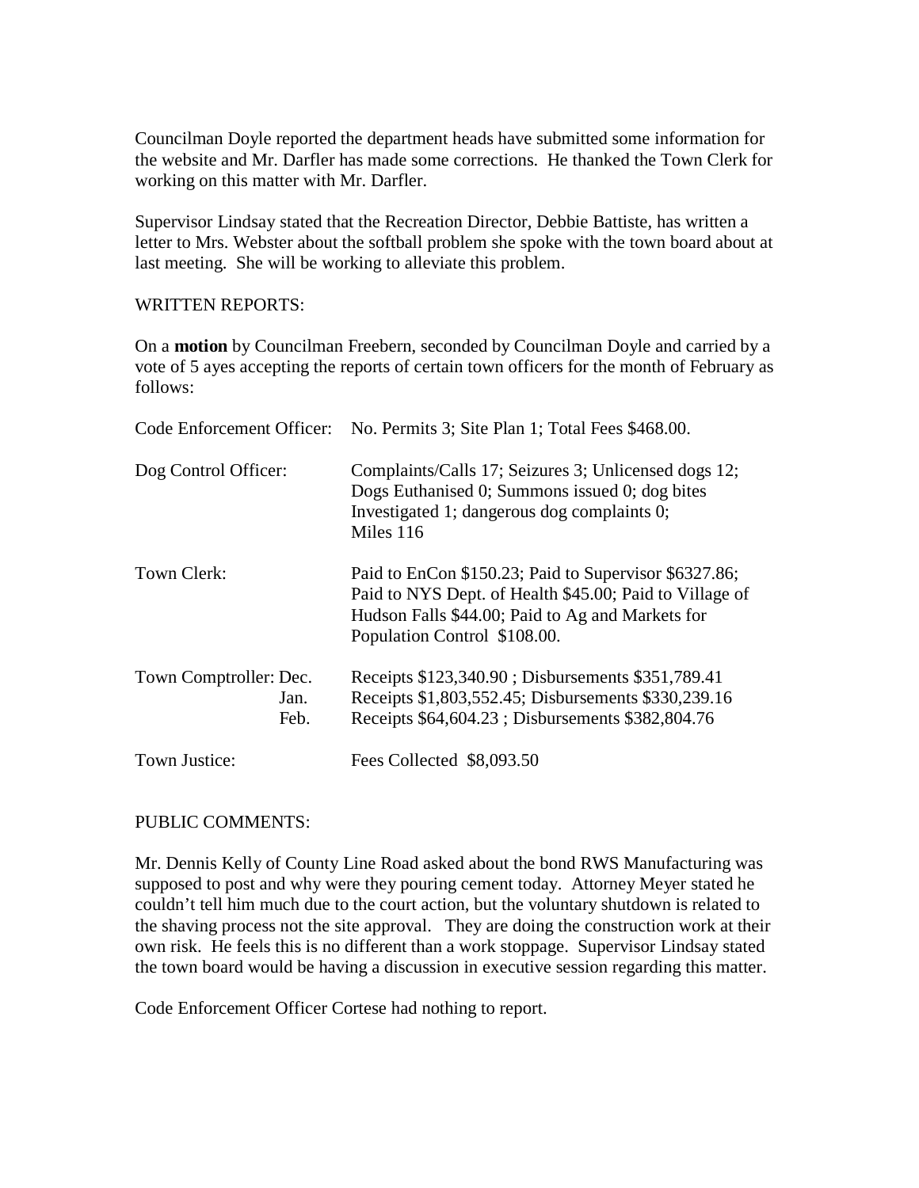Councilman Doyle reported the department heads have submitted some information for the website and Mr. Darfler has made some corrections. He thanked the Town Clerk for working on this matter with Mr. Darfler.

Supervisor Lindsay stated that the Recreation Director, Debbie Battiste, has written a letter to Mrs. Webster about the softball problem she spoke with the town board about at last meeting. She will be working to alleviate this problem.

WRITTEN REPORTS:

On a **motion** by Councilman Freebern, seconded by Councilman Doyle and carried by a vote of 5 ayes accepting the reports of certain town officers for the month of February as follows:

| | |
|---|---|
| Code Enforcement Officer: | No. Permits 3; Site Plan 1; Total Fees $468.00. |
| Dog Control Officer: | Complaints/Calls 17; Seizures 3; Unlicensed dogs 12; Dogs Euthanised 0; Summons issued 0; dog bites Investigated 1; dangerous dog complaints 0; Miles 116 |
| Town Clerk: | Paid to EnCon $150.23; Paid to Supervisor $6327.86; Paid to NYS Dept. of Health $45.00; Paid to Village of Hudson Falls $44.00; Paid to Ag and Markets for Population Control $108.00. |
| Town Comptroller: Dec. | Receipts $123,340.90 ; Disbursements $351,789.41 |
| Jan. | Receipts $1,803,552.45; Disbursements $330,239.16 |
| Feb. | Receipts $64,604.23 ; Disbursements $382,804.76 |
| Town Justice: | Fees Collected $8,093.50 |

PUBLIC COMMENTS:

Mr. Dennis Kelly of County Line Road asked about the bond RWS Manufacturing was supposed to post and why were they pouring cement today. Attorney Meyer stated he couldn't tell him much due to the court action, but the voluntary shutdown is related to the shaving process not the site approval. They are doing the construction work at their own risk. He feels this is no different than a work stoppage. Supervisor Lindsay stated the town board would be having a discussion in executive session regarding this matter.

Code Enforcement Officer Cortese had nothing to report.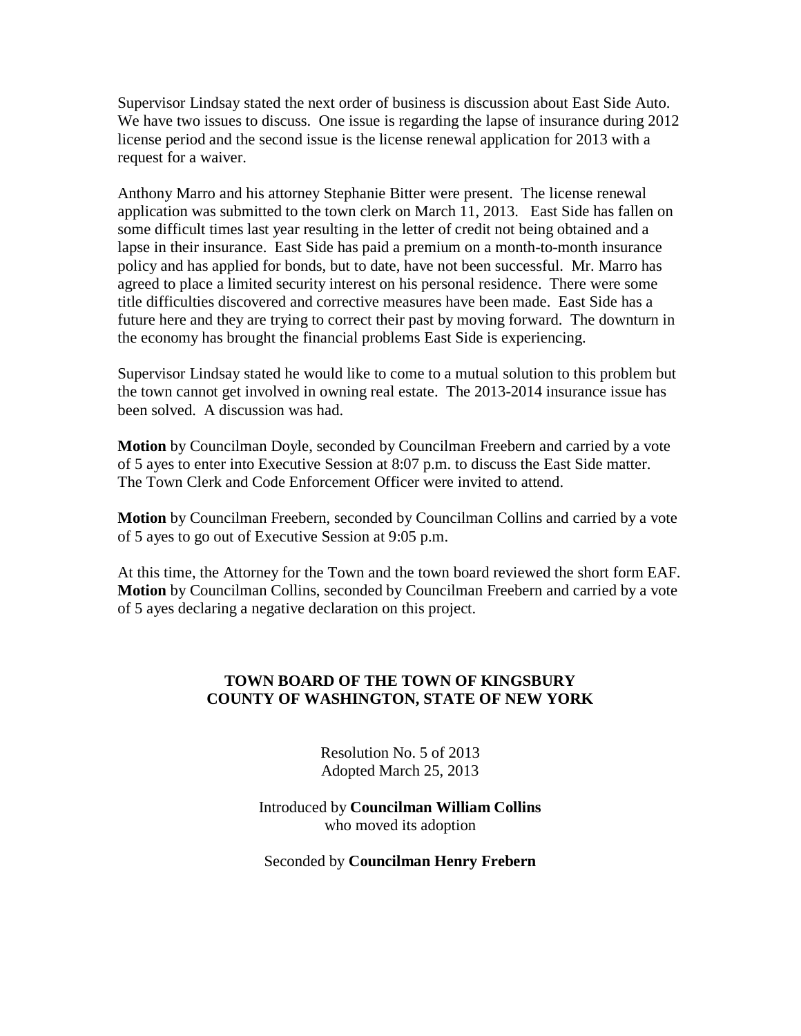Supervisor Lindsay stated the next order of business is discussion about East Side Auto. We have two issues to discuss. One issue is regarding the lapse of insurance during 2012 license period and the second issue is the license renewal application for 2013 with a request for a waiver.

Anthony Marro and his attorney Stephanie Bitter were present. The license renewal application was submitted to the town clerk on March 11, 2013. East Side has fallen on some difficult times last year resulting in the letter of credit not being obtained and a lapse in their insurance. East Side has paid a premium on a month-to-month insurance policy and has applied for bonds, but to date, have not been successful. Mr. Marro has agreed to place a limited security interest on his personal residence. There were some title difficulties discovered and corrective measures have been made. East Side has a future here and they are trying to correct their past by moving forward. The downturn in the economy has brought the financial problems East Side is experiencing.

Supervisor Lindsay stated he would like to come to a mutual solution to this problem but the town cannot get involved in owning real estate. The 2013-2014 insurance issue has been solved. A discussion was had.

**Motion** by Councilman Doyle, seconded by Councilman Freebern and carried by a vote of 5 ayes to enter into Executive Session at 8:07 p.m. to discuss the East Side matter. The Town Clerk and Code Enforcement Officer were invited to attend.

**Motion** by Councilman Freebern, seconded by Councilman Collins and carried by a vote of 5 ayes to go out of Executive Session at 9:05 p.m.

At this time, the Attorney for the Town and the town board reviewed the short form EAF. **Motion** by Councilman Collins, seconded by Councilman Freebern and carried by a vote of 5 ayes declaring a negative declaration on this project.

**TOWN BOARD OF THE TOWN OF KINGSBURY**
**COUNTY OF WASHINGTON, STATE OF NEW YORK**

Resolution No. 5 of 2013
Adopted March 25, 2013

Introduced by **Councilman William Collins**
who moved its adoption

Seconded by **Councilman Henry Frebern**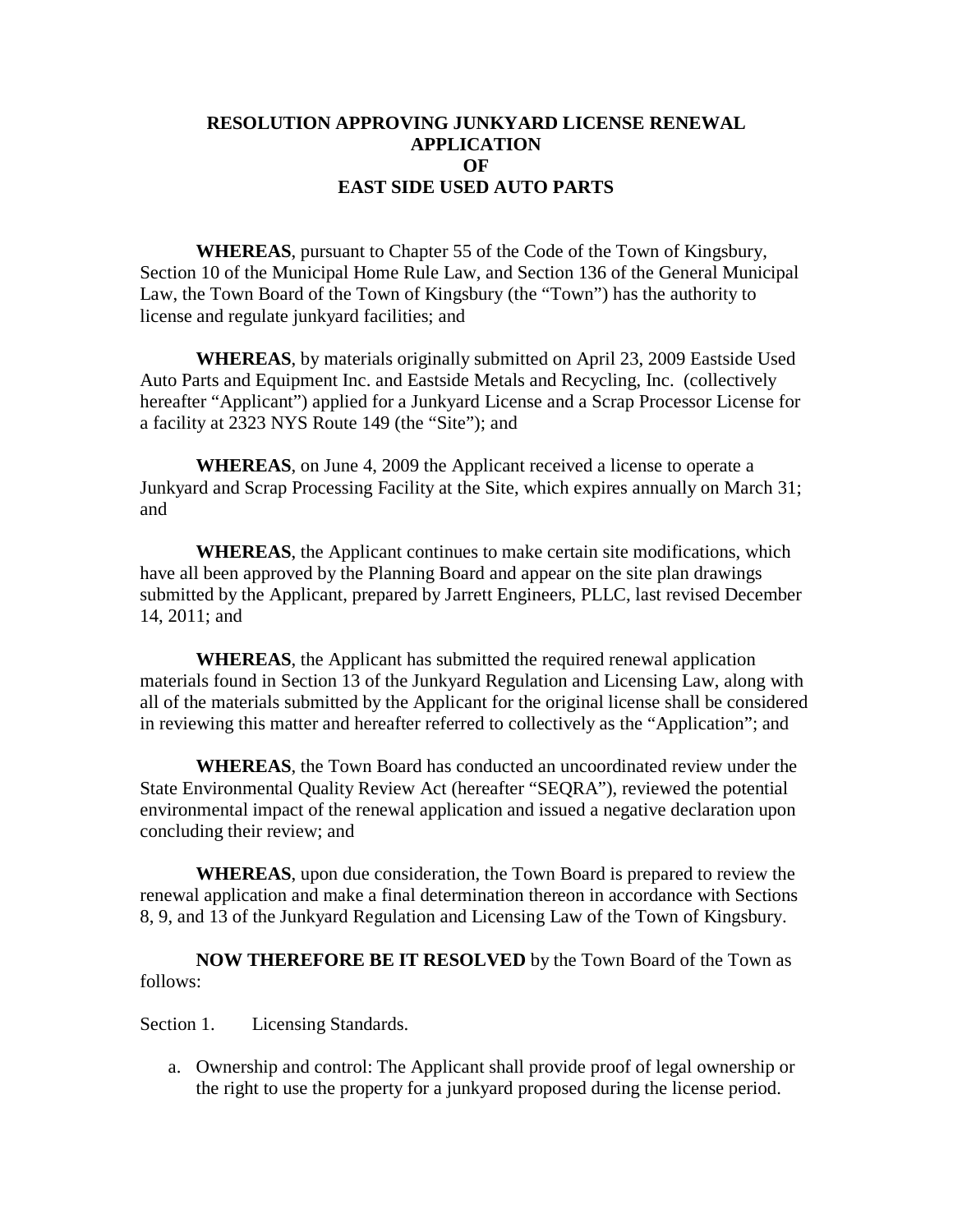# RESOLUTION APPROVING JUNKYARD LICENSE RENEWAL APPLICATION OF EAST SIDE USED AUTO PARTS

**WHEREAS**, pursuant to Chapter 55 of the Code of the Town of Kingsbury, Section 10 of the Municipal Home Rule Law, and Section 136 of the General Municipal Law, the Town Board of the Town of Kingsbury (the "Town") has the authority to license and regulate junkyard facilities; and

**WHEREAS**, by materials originally submitted on April 23, 2009 Eastside Used Auto Parts and Equipment Inc. and Eastside Metals and Recycling, Inc. (collectively hereafter "Applicant") applied for a Junkyard License and a Scrap Processor License for a facility at 2323 NYS Route 149 (the "Site"); and

**WHEREAS**, on June 4, 2009 the Applicant received a license to operate a Junkyard and Scrap Processing Facility at the Site, which expires annually on March 31; and

**WHEREAS**, the Applicant continues to make certain site modifications, which have all been approved by the Planning Board and appear on the site plan drawings submitted by the Applicant, prepared by Jarrett Engineers, PLLC, last revised December 14, 2011; and

**WHEREAS**, the Applicant has submitted the required renewal application materials found in Section 13 of the Junkyard Regulation and Licensing Law, along with all of the materials submitted by the Applicant for the original license shall be considered in reviewing this matter and hereafter referred to collectively as the "Application"; and

**WHEREAS**, the Town Board has conducted an uncoordinated review under the State Environmental Quality Review Act (hereafter "SEQRA"), reviewed the potential environmental impact of the renewal application and issued a negative declaration upon concluding their review; and

**WHEREAS**, upon due consideration, the Town Board is prepared to review the renewal application and make a final determination thereon in accordance with Sections 8, 9, and 13 of the Junkyard Regulation and Licensing Law of the Town of Kingsbury.

**NOW THEREFORE BE IT RESOLVED** by the Town Board of the Town as follows:

Section 1. Licensing Standards.

a. Ownership and control: The Applicant shall provide proof of legal ownership or the right to use the property for a junkyard proposed during the license period.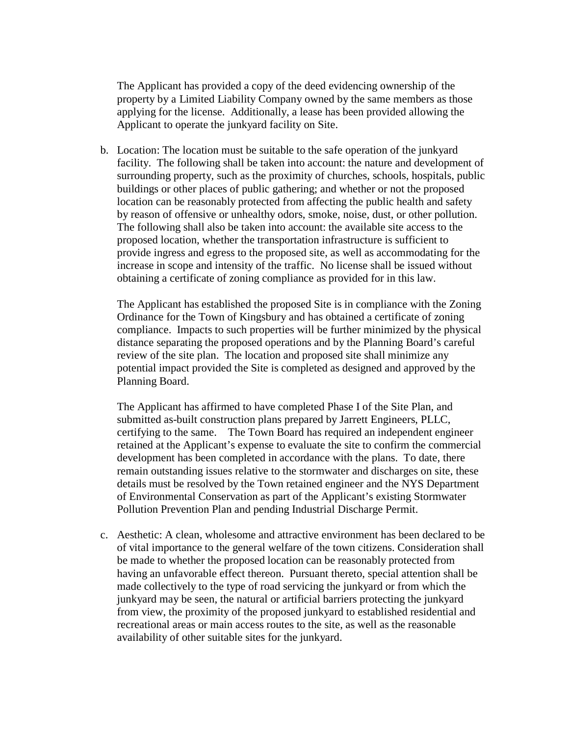The Applicant has provided a copy of the deed evidencing ownership of the property by a Limited Liability Company owned by the same members as those applying for the license. Additionally, a lease has been provided allowing the Applicant to operate the junkyard facility on Site.

b. Location: The location must be suitable to the safe operation of the junkyard facility. The following shall be taken into account: the nature and development of surrounding property, such as the proximity of churches, schools, hospitals, public buildings or other places of public gathering; and whether or not the proposed location can be reasonably protected from affecting the public health and safety by reason of offensive or unhealthy odors, smoke, noise, dust, or other pollution. The following shall also be taken into account: the available site access to the proposed location, whether the transportation infrastructure is sufficient to provide ingress and egress to the proposed site, as well as accommodating for the increase in scope and intensity of the traffic. No license shall be issued without obtaining a certificate of zoning compliance as provided for in this law.

   The Applicant has established the proposed Site is in compliance with the Zoning Ordinance for the Town of Kingsbury and has obtained a certificate of zoning compliance. Impacts to such properties will be further minimized by the physical distance separating the proposed operations and by the Planning Board's careful review of the site plan. The location and proposed site shall minimize any potential impact provided the Site is completed as designed and approved by the Planning Board.

   The Applicant has affirmed to have completed Phase I of the Site Plan, and submitted as-built construction plans prepared by Jarrett Engineers, PLLC, certifying to the same. The Town Board has required an independent engineer retained at the Applicant's expense to evaluate the site to confirm the commercial development has been completed in accordance with the plans. To date, there remain outstanding issues relative to the stormwater and discharges on site, these details must be resolved by the Town retained engineer and the NYS Department of Environmental Conservation as part of the Applicant's existing Stormwater Pollution Prevention Plan and pending Industrial Discharge Permit.

c. Aesthetic: A clean, wholesome and attractive environment has been declared to be of vital importance to the general welfare of the town citizens. Consideration shall be made to whether the proposed location can be reasonably protected from having an unfavorable effect thereon. Pursuant thereto, special attention shall be made collectively to the type of road servicing the junkyard or from which the junkyard may be seen, the natural or artificial barriers protecting the junkyard from view, the proximity of the proposed junkyard to established residential and recreational areas or main access routes to the site, as well as the reasonable availability of other suitable sites for the junkyard.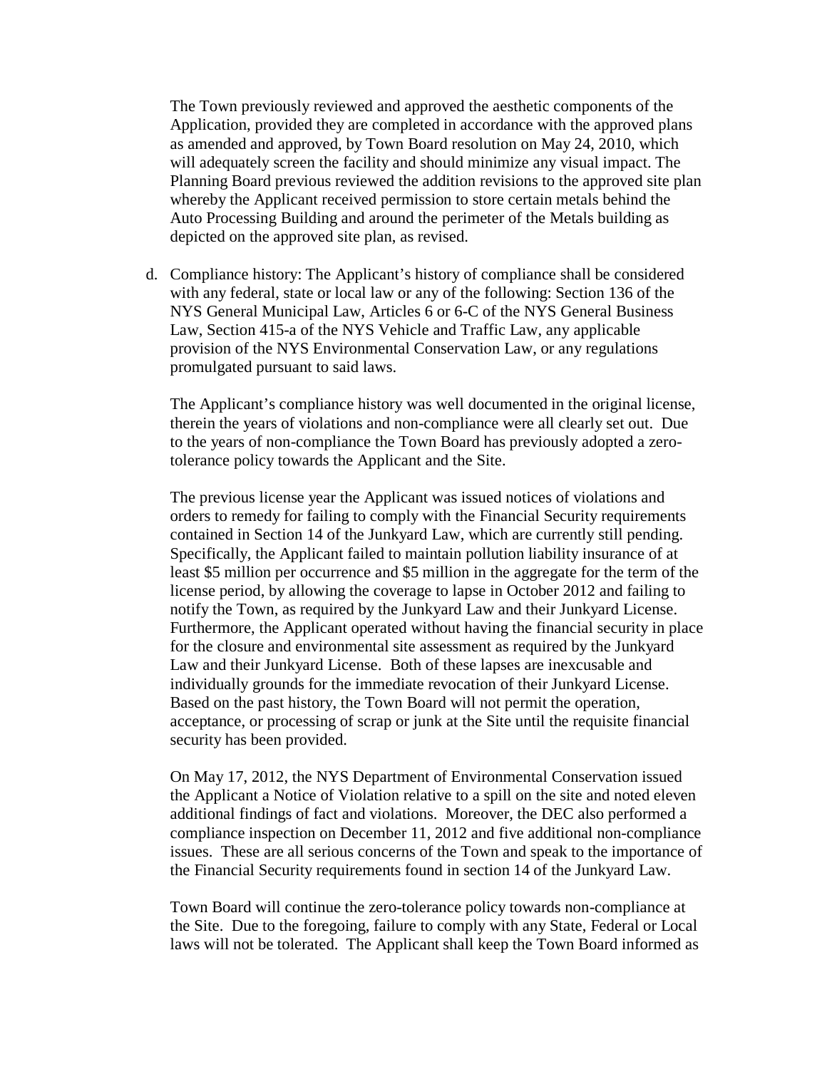The Town previously reviewed and approved the aesthetic components of the Application, provided they are completed in accordance with the approved plans as amended and approved, by Town Board resolution on May 24, 2010, which will adequately screen the facility and should minimize any visual impact. The Planning Board previous reviewed the addition revisions to the approved site plan whereby the Applicant received permission to store certain metals behind the Auto Processing Building and around the perimeter of the Metals building as depicted on the approved site plan, as revised.

d. Compliance history: The Applicant's history of compliance shall be considered with any federal, state or local law or any of the following: Section 136 of the NYS General Municipal Law, Articles 6 or 6-C of the NYS General Business Law, Section 415-a of the NYS Vehicle and Traffic Law, any applicable provision of the NYS Environmental Conservation Law, or any regulations promulgated pursuant to said laws.

   The Applicant's compliance history was well documented in the original license, therein the years of violations and non-compliance were all clearly set out. Due to the years of non-compliance the Town Board has previously adopted a zero-tolerance policy towards the Applicant and the Site.

   The previous license year the Applicant was issued notices of violations and orders to remedy for failing to comply with the Financial Security requirements contained in Section 14 of the Junkyard Law, which are currently still pending. Specifically, the Applicant failed to maintain pollution liability insurance of at least $5 million per occurrence and $5 million in the aggregate for the term of the license period, by allowing the coverage to lapse in October 2012 and failing to notify the Town, as required by the Junkyard Law and their Junkyard License. Furthermore, the Applicant operated without having the financial security in place for the closure and environmental site assessment as required by the Junkyard Law and their Junkyard License. Both of these lapses are inexcusable and individually grounds for the immediate revocation of their Junkyard License. Based on the past history, the Town Board will not permit the operation, acceptance, or processing of scrap or junk at the Site until the requisite financial security has been provided.

   On May 17, 2012, the NYS Department of Environmental Conservation issued the Applicant a Notice of Violation relative to a spill on the site and noted eleven additional findings of fact and violations. Moreover, the DEC also performed a compliance inspection on December 11, 2012 and five additional non-compliance issues. These are all serious concerns of the Town and speak to the importance of the Financial Security requirements found in section 14 of the Junkyard Law.

   Town Board will continue the zero-tolerance policy towards non-compliance at the Site. Due to the foregoing, failure to comply with any State, Federal or Local laws will not be tolerated. The Applicant shall keep the Town Board informed as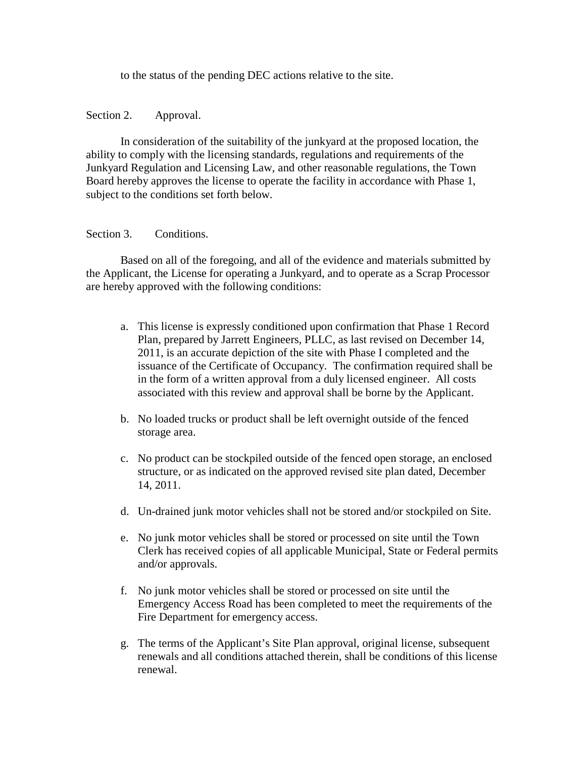to the status of the pending DEC actions relative to the site.

Section 2. Approval.

In consideration of the suitability of the junkyard at the proposed location, the ability to comply with the licensing standards, regulations and requirements of the Junkyard Regulation and Licensing Law, and other reasonable regulations, the Town Board hereby approves the license to operate the facility in accordance with Phase 1, subject to the conditions set forth below.

Section 3. Conditions.

Based on all of the foregoing, and all of the evidence and materials submitted by the Applicant, the License for operating a Junkyard, and to operate as a Scrap Processor are hereby approved with the following conditions:

a. This license is expressly conditioned upon confirmation that Phase 1 Record Plan, prepared by Jarrett Engineers, PLLC, as last revised on December 14, 2011, is an accurate depiction of the site with Phase I completed and the issuance of the Certificate of Occupancy. The confirmation required shall be in the form of a written approval from a duly licensed engineer. All costs associated with this review and approval shall be borne by the Applicant.

b. No loaded trucks or product shall be left overnight outside of the fenced storage area.

c. No product can be stockpiled outside of the fenced open storage, an enclosed structure, or as indicated on the approved revised site plan dated, December 14, 2011.

d. Un-drained junk motor vehicles shall not be stored and/or stockpiled on Site.

e. No junk motor vehicles shall be stored or processed on site until the Town Clerk has received copies of all applicable Municipal, State or Federal permits and/or approvals.

f. No junk motor vehicles shall be stored or processed on site until the Emergency Access Road has been completed to meet the requirements of the Fire Department for emergency access.

g. The terms of the Applicant's Site Plan approval, original license, subsequent renewals and all conditions attached therein, shall be conditions of this license renewal.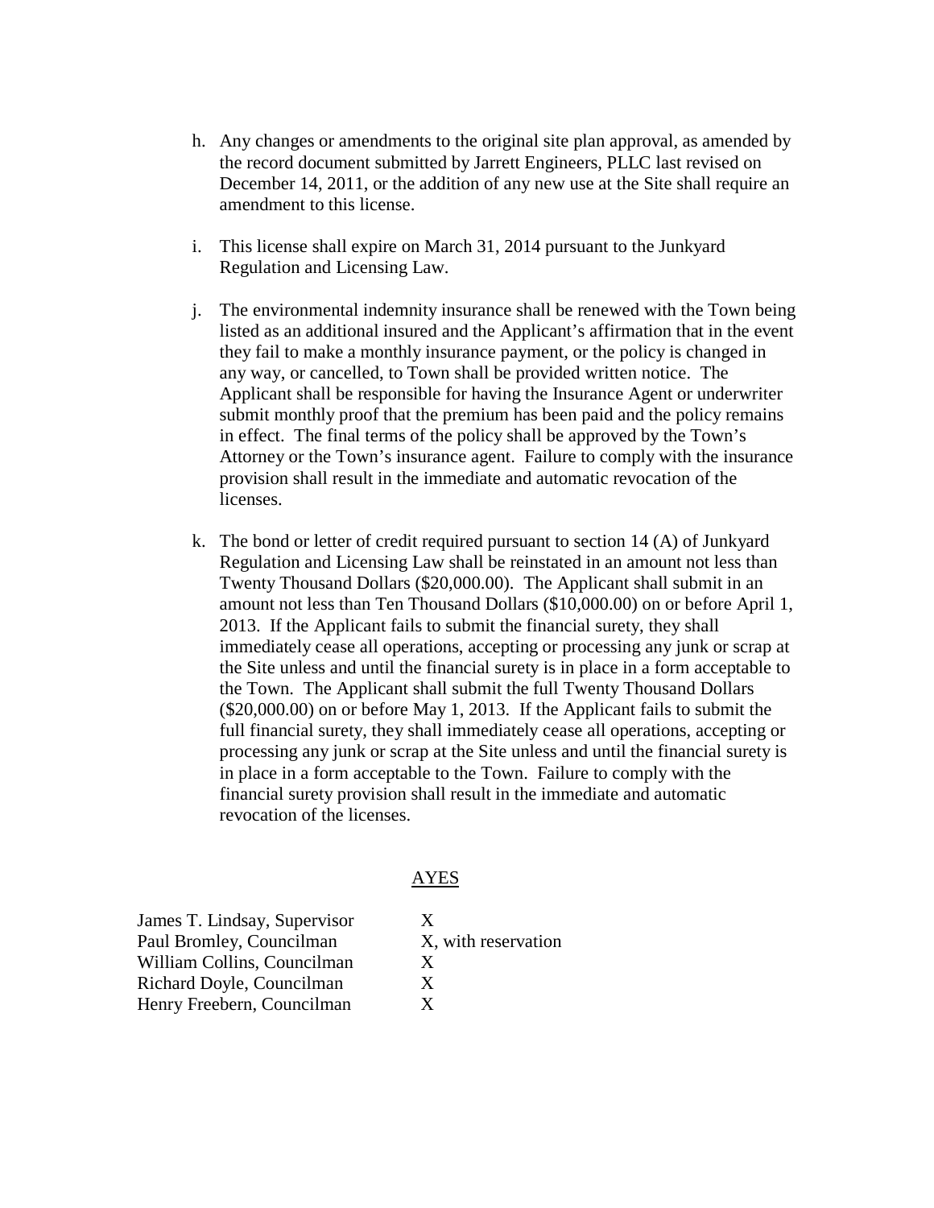h. Any changes or amendments to the original site plan approval, as amended by the record document submitted by Jarrett Engineers, PLLC last revised on December 14, 2011, or the addition of any new use at the Site shall require an amendment to this license.

i. This license shall expire on March 31, 2014 pursuant to the Junkyard Regulation and Licensing Law.

j. The environmental indemnity insurance shall be renewed with the Town being listed as an additional insured and the Applicant's affirmation that in the event they fail to make a monthly insurance payment, or the policy is changed in any way, or cancelled, to Town shall be provided written notice. The Applicant shall be responsible for having the Insurance Agent or underwriter submit monthly proof that the premium has been paid and the policy remains in effect. The final terms of the policy shall be approved by the Town's Attorney or the Town's insurance agent. Failure to comply with the insurance provision shall result in the immediate and automatic revocation of the licenses.

k. The bond or letter of credit required pursuant to section 14 (A) of Junkyard Regulation and Licensing Law shall be reinstated in an amount not less than Twenty Thousand Dollars ($20,000.00). The Applicant shall submit in an amount not less than Ten Thousand Dollars ($10,000.00) on or before April 1, 2013. If the Applicant fails to submit the financial surety, they shall immediately cease all operations, accepting or processing any junk or scrap at the Site unless and until the financial surety is in place in a form acceptable to the Town. The Applicant shall submit the full Twenty Thousand Dollars ($20,000.00) on or before May 1, 2013. If the Applicant fails to submit the full financial surety, they shall immediately cease all operations, accepting or processing any junk or scrap at the Site unless and until the financial surety is in place in a form acceptable to the Town. Failure to comply with the financial surety provision shall result in the immediate and automatic revocation of the licenses.

| | AYES |
|---|---|
| James T. Lindsay, Supervisor | X |
| Paul Bromley, Councilman | X, with reservation |
| William Collins, Councilman | X |
| Richard Doyle, Councilman | X |
| Henry Freebern, Councilman | X |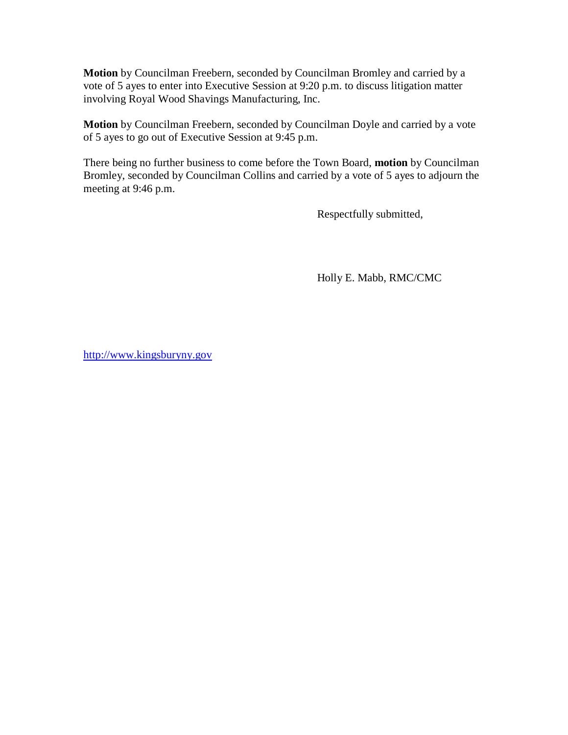**Motion** by Councilman Freebern, seconded by Councilman Bromley and carried by a vote of 5 ayes to enter into Executive Session at 9:20 p.m. to discuss litigation matter involving Royal Wood Shavings Manufacturing, Inc.

**Motion** by Councilman Freebern, seconded by Councilman Doyle and carried by a vote of 5 ayes to go out of Executive Session at 9:45 p.m.

There being no further business to come before the Town Board, **motion** by Councilman Bromley, seconded by Councilman Collins and carried by a vote of 5 ayes to adjourn the meeting at 9:46 p.m.

Respectfully submitted,

Holly E. Mabb, RMC/CMC

http://www.kingsburyny.gov